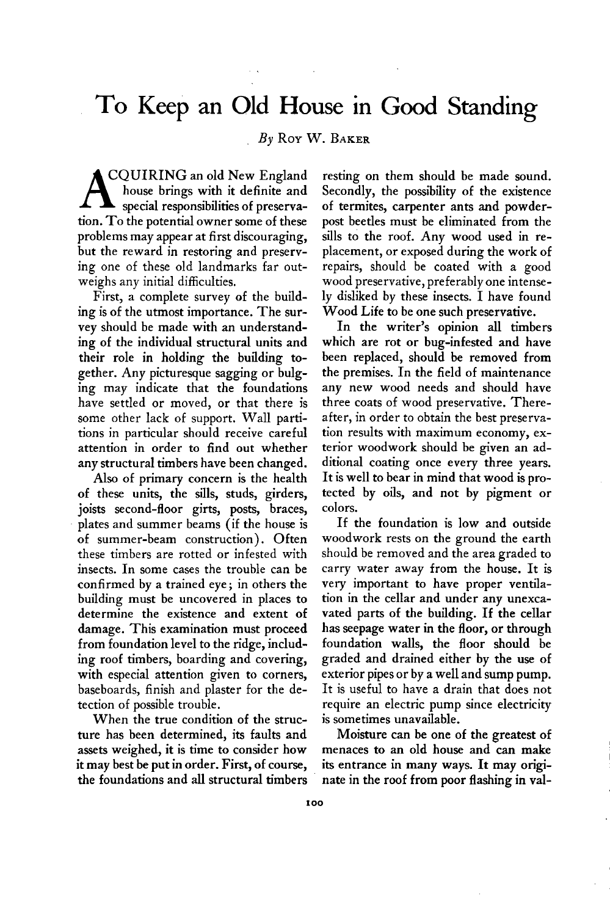# To Keep an Old House in Good Standing

*By* Roy W. Baker

ACQUIRING an old New England house brings with it definite and special responsibilities of preservation. To the potential owner some of these problems may appear at first discouraging, but the reward in restoring and preserving one of these old landmarks far outweighs any initial difficulties.

First, a complete survey of the building is of the utmost importance. The survey should be made with an understanding of the individual structural units and their role in holding the building together. Any picturesque sagging or bulging may indicate that the foundations have settled or moved, or that there is some other lack of support. Wall partitions in particular should receive careful attention in order to find out whether any structural timbers have been changed.

Also of primary concern is the health of these units, the sills, studs, girders, joists second-floor girts, posts, braces, plates and summer beams (if the house is of summer-beam construction). Often these timbers are rotted or infested with insects. In some cases the trouble can be confirmed by a trained eye; in others the building must be uncovered in places to determine the existence and extent of damage. This examination must proceed from foundation level to the ridge, including roof timbers, boarding and covering, with especial attention given to corners, baseboards, finish and plaster for the detection of possible trouble.

When the true condition of the structure has been determined, its faults and assets weighed, it is time to consider how it may best be put in order. First, of course, the foundations and all structural timbers resting on them should be made sound. Secondly, the possibility of the existence of termites, carpenter ants and powder-post beetles must be eliminated from the sills to the roof. Any wood used in replacement, or exposed during the work of repairs, should be coated with a good wood preservative, preferably one intensely disliked by these insects. I have found Wood Life to be one such preservative.

In the writer's opinion all timbers which are rot or bug-infested and have been replaced, should be removed from the premises. In the field of maintenance any new wood needs and should have three coats of wood preservative. Thereafter, in order to obtain the best preservation results with maximum economy, exterior woodwork should be given an additional coating once every three years. It is well to bear in mind that wood is protected by oils, and not by pigment or colors.

If the foundation is low and outside woodwork rests on the ground the earth should be removed and the area graded to carry water away from the house. It is very important to have proper ventilation in the cellar and under any unexcavated parts of the building. If the cellar has seepage water in the floor, or through foundation walls, the floor should be graded and drained either by the use of exterior pipes or by a well and sump pump. It is useful to have a drain that does not require an electric pump since electricity is sometimes unavailable.

Moisture can be one of the greatest of menaces to an old house and can make its entrance in many ways. It may originate in the roof from poor flashing in val-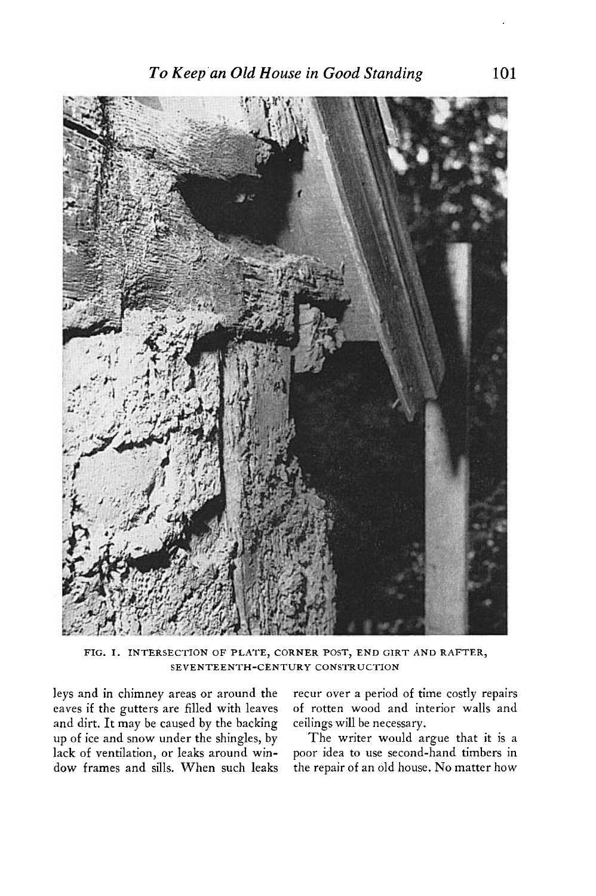FIG. I. INTERSECTION OF PLATE, CORNER POST, END GIRT AND RAFTER, SEVENTEENTH-CENTURY CONSTRUCTION

leys and in chimney areas or around the eaves if the gutters are filled with leaves and dirt. It may be caused by the backing up of ice and snow under the shingles, by lack of ventilation, or leaks around window frames and sills. When such leaks recur over a period of time costly repairs of rotten wood and interior walls and ceilings will be necessary.

The writer would argue that it is a poor idea to use second-hand timbers in the repair of an old house. No matter how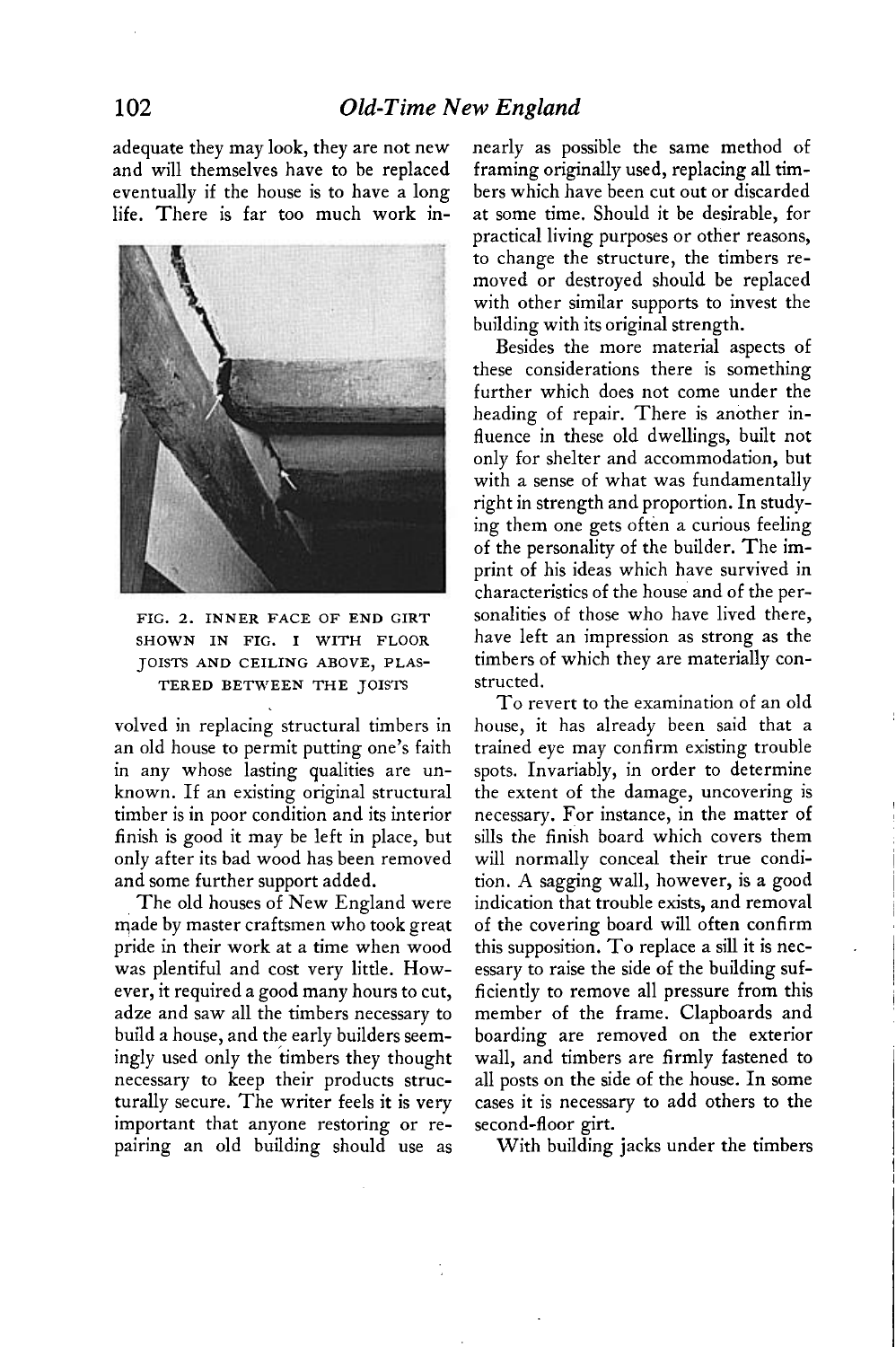adequate they may look, they are not new and will themselves have to be replaced eventually if the house is to have a long life. There is far too much work involved in replacing structural timbers in an old house to permit putting one's faith in any whose lasting qualities are unknown. If an existing original structural timber is in poor condition and its interior finish is good it may be left in place, but only after its bad wood has been removed and some further support added.

FIG. 2. INNER FACE OF END GIRT SHOWN IN FIG. 1 WITH FLOOR JOISTS AND CEILING ABOVE, PLASTERED BETWEEN THE JOISTS

The old houses of New England were made by master craftsmen who took great pride in their work at a time when wood was plentiful and cost very little. However, it required a good many hours to cut, adze and saw all the timbers necessary to build a house, and the early builders seemingly used only the timbers they thought necessary to keep their products structurally secure. The writer feels it is very important that anyone restoring or repairing an old building should use as nearly as possible the same method of framing originally used, replacing all timbers which have been cut out or discarded at some time. Should it be desirable, for practical living purposes or other reasons, to change the structure, the timbers removed or destroyed should be replaced with other similar supports to invest the building with its original strength.

Besides the more material aspects of these considerations there is something further which does not come under the heading of repair. There is another influence in these old dwellings, built not only for shelter and accommodation, but with a sense of what was fundamentally right in strength and proportion. In studying them one gets often a curious feeling of the personality of the builder. The imprint of his ideas which have survived in characteristics of the house and of the personalities of those who have lived there, have left an impression as strong as the timbers of which they are materially constructed.

To revert to the examination of an old house, it has already been said that a trained eye may confirm existing trouble spots. Invariably, in order to determine the extent of the damage, uncovering is necessary. For instance, in the matter of sills the finish board which covers them will normally conceal their true condition. A sagging wall, however, is a good indication that trouble exists, and removal of the covering board will often confirm this supposition. To replace a sill it is necessary to raise the side of the building sufficiently to remove all pressure from this member of the frame. Clapboards and boarding are removed on the exterior wall, and timbers are firmly fastened to all posts on the side of the house. In some cases it is necessary to add others to the second-floor girt.

With building jacks under the timbers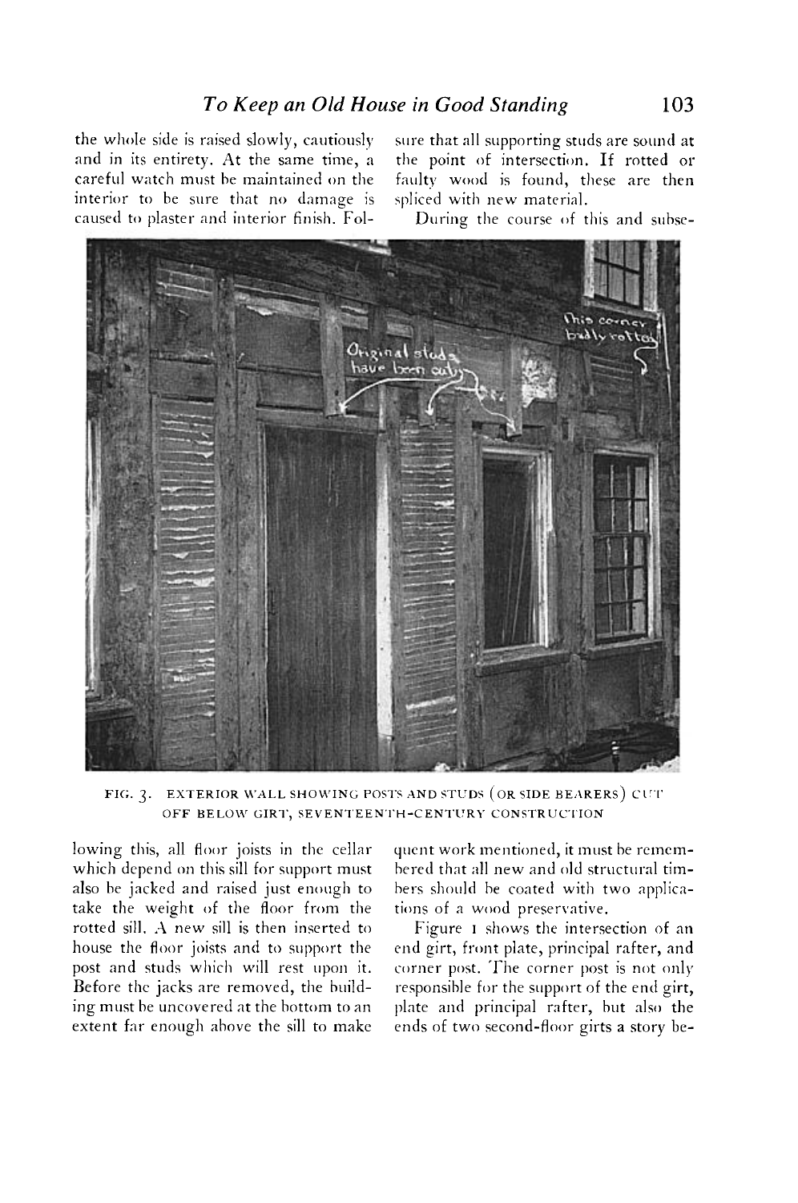the whole side is raised slowly, cautiously and in its entirety. At the same time, a careful watch must be maintained on the interior to be sure that no damage is caused to plaster and interior finish. Following this, all floor joists in the cellar which depend on this sill for support must also be jacked and raised just enough to take the weight of the floor from the rotted sill. A new sill is then inserted to house the floor joists and to support the post and studs which will rest upon it. Before the jacks are removed, the building must be uncovered at the bottom to an extent far enough above the sill to make sure that all supporting studs are sound at the point of intersection. If rotted or faulty wood is found, these are then spliced with new material.

FIG. 3. EXTERIOR WALL SHOWING POSTS AND STUDS (OR SIDE BEARERS) CUT OFF BELOW GIRT, SEVENTEENTH-CENTURY CONSTRUCTION

During the course of this and subsequent work mentioned, it must be remembered that all new and old structural timbers should be coated with two applications of a wood preservative.

Figure 1 shows the intersection of an end girt, front plate, principal rafter, and corner post. The corner post is not only responsible for the support of the end girt, plate and principal rafter, but also the ends of two second-floor girts a story be-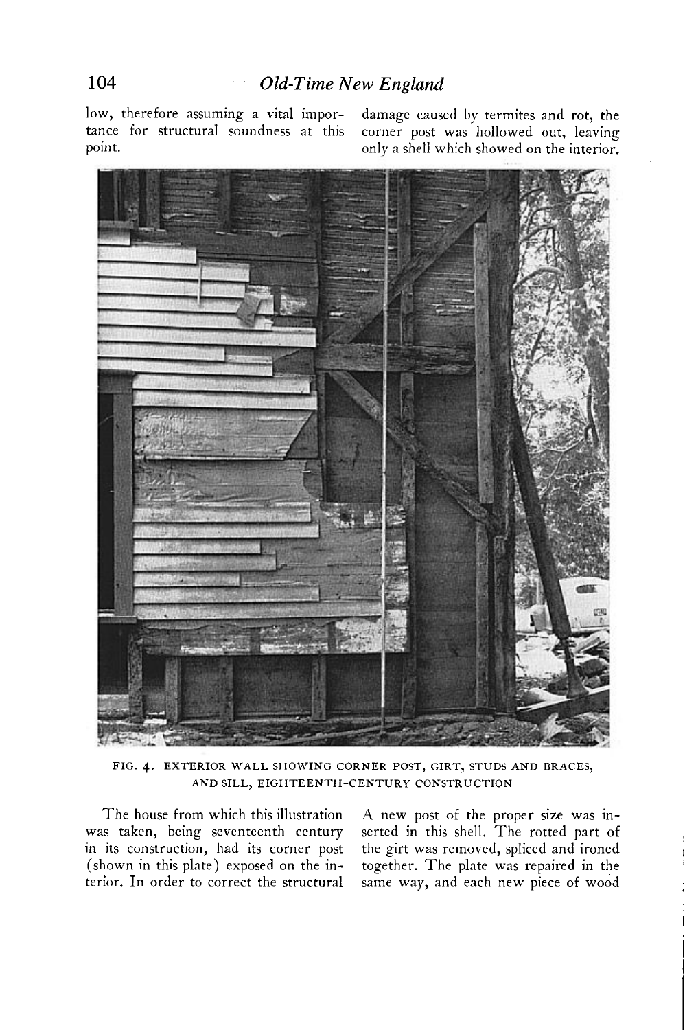low, therefore assuming a vital importance for structural soundness at this point.

damage caused by termites and rot, the corner post was hollowed out, leaving only a shell which showed on the interior.

FIG. 4. EXTERIOR WALL SHOWING CORNER POST, GIRT, STUDS AND BRACES, AND SILL, EIGHTEENTH-CENTURY CONSTRUCTION

The house from which this illustration was taken, being seventeenth century in its construction, had its corner post (shown in this plate) exposed on the interior. In order to correct the structural

A new post of the proper size was inserted in this shell. The rotted part of the girt was removed, spliced and ironed together. The plate was repaired in the same way, and each new piece of wood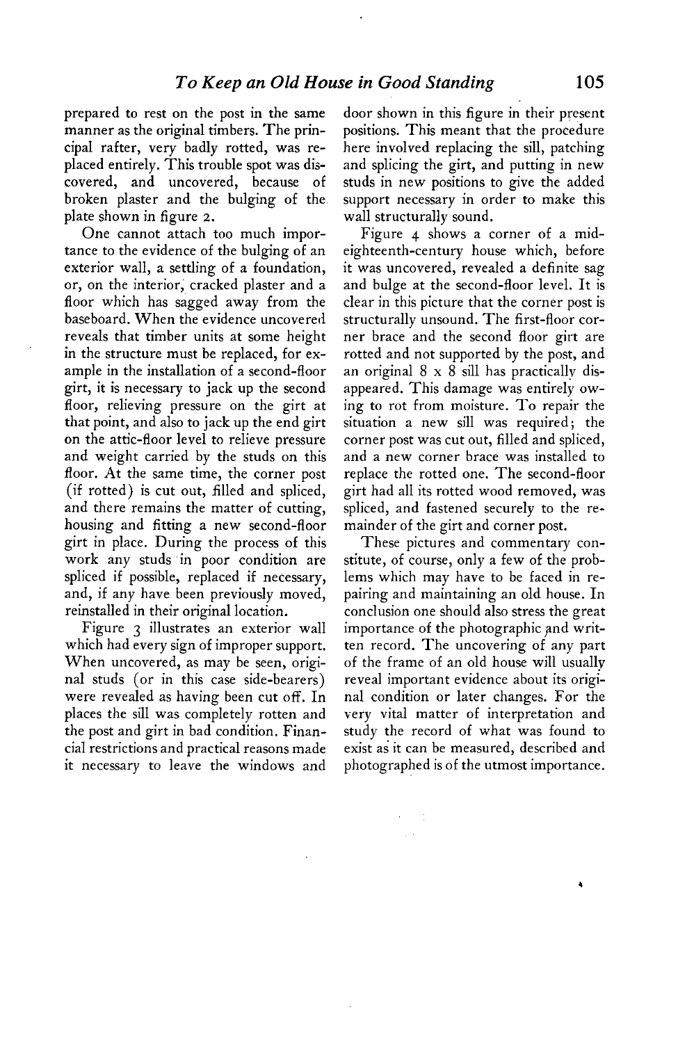prepared to rest on the post in the same manner as the original timbers. The principal rafter, very badly rotted, was replaced entirely. This trouble spot was discovered, and uncovered, because of broken plaster and the bulging of the plate shown in figure 2.

One cannot attach too much importance to the evidence of the bulging of an exterior wall, a settling of a foundation, or, on the interior, cracked plaster and a floor which has sagged away from the baseboard. When the evidence uncovered reveals that timber units at some height in the structure must be replaced, for example in the installation of a second-floor girt, it is necessary to jack up the second floor, relieving pressure on the girt at that point, and also to jack up the end girt on the attic-floor level to relieve pressure and weight carried by the studs on this floor. At the same time, the corner post (if rotted) is cut out, filled and spliced, and there remains the matter of cutting, housing and fitting a new second-floor girt in place. During the process of this work any studs in poor condition are spliced if possible, replaced if necessary, and, if any have been previously moved, reinstalled in their original location.

Figure 3 illustrates an exterior wall which had every sign of improper support. When uncovered, as may be seen, original studs (or in this case side-bearers) were revealed as having been cut off. In places the sill was completely rotten and the post and girt in bad condition. Financial restrictions and practical reasons made it necessary to leave the windows and door shown in this figure in their present positions. This meant that the procedure here involved replacing the sill, patching and splicing the girt, and putting in new studs in new positions to give the added support necessary in order to make this wall structurally sound.

Figure 4 shows a corner of a mid-eighteenth-century house which, before it was uncovered, revealed a definite sag and bulge at the second-floor level. It is clear in this picture that the corner post is structurally unsound. The first-floor corner brace and the second floor girt are rotted and not supported by the post, and an original 8 x 8 sill has practically disappeared. This damage was entirely owing to rot from moisture. To repair the situation a new sill was required; the corner post was cut out, filled and spliced, and a new corner brace was installed to replace the rotted one. The second-floor girt had all its rotted wood removed, was spliced, and fastened securely to the remainder of the girt and corner post.

These pictures and commentary constitute, of course, only a few of the problems which may have to be faced in repairing and maintaining an old house. In conclusion one should also stress the great importance of the photographic and written record. The uncovering of any part of the frame of an old house will usually reveal important evidence about its original condition or later changes. For the very vital matter of interpretation and study the record of what was found to exist as it can be measured, described and photographed is of the utmost importance.